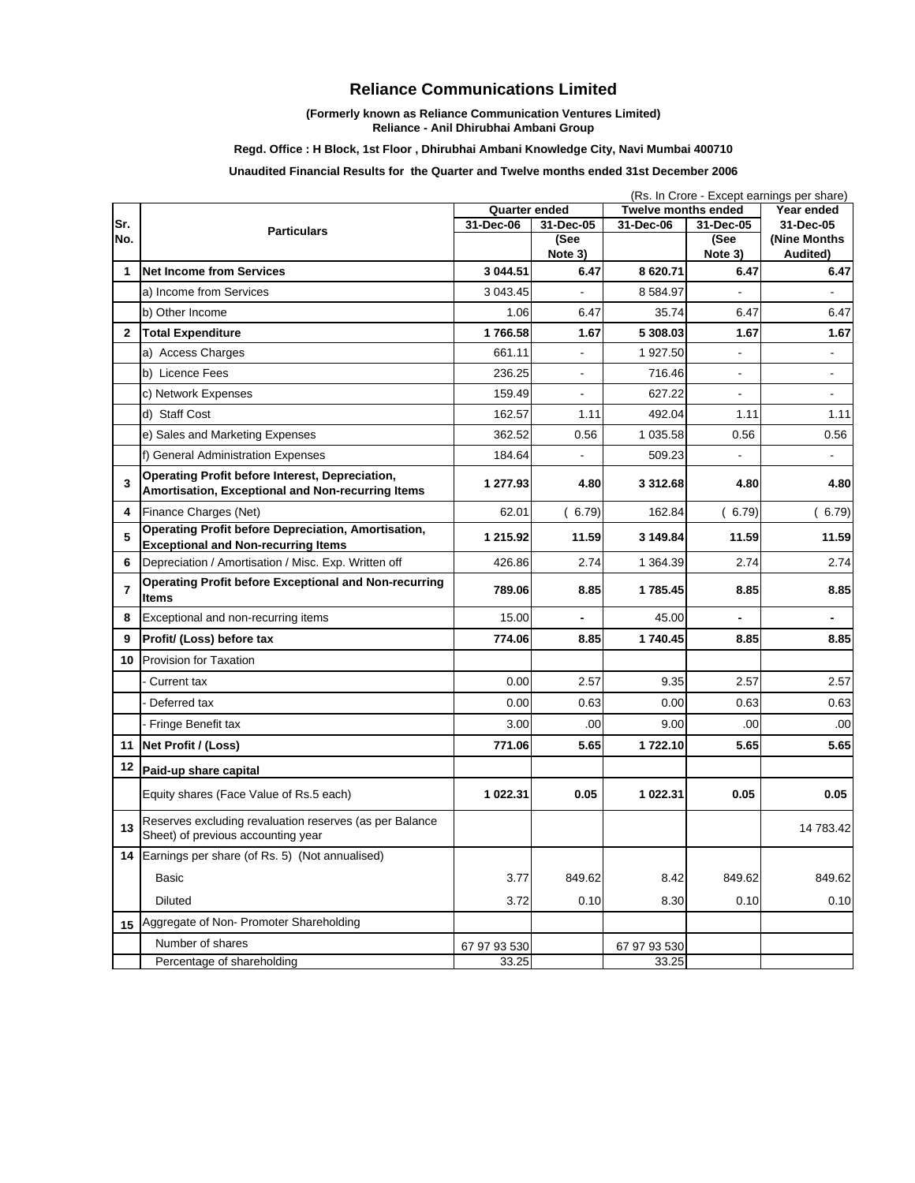# Reliance Communications Limited

**(Formerly known as Reliance Communication Ventures Limited)**
**Reliance - Anil Dhirubhai Ambani Group**

**Regd. Office : H Block, 1st Floor , Dhirubhai Ambani Knowledge City, Navi Mumbai 400710**

**Unaudited Financial Results for the Quarter and Twelve months ended 31st December 2006**

(Rs. In Crore - Except earnings per share)

| Sr. No. | Particulars | Quarter ended | | Twelve months ended | | Year ended |
|---|---|---|---|---|---|---|
| | | 31-Dec-06 | 31-Dec-05 (See Note 3) | 31-Dec-06 | 31-Dec-05 (See Note 3) | 31-Dec-05 (Nine Months Audited) |
| 1 | **Net Income from Services** | **3 044.51** | **6.47** | **8 620.71** | **6.47** | **6.47** |
| | a) Income from Services | 3 043.45 | - | 8 584.97 | - | - |
| | b) Other Income | 1.06 | 6.47 | 35.74 | 6.47 | 6.47 |
| 2 | **Total Expenditure** | **1 766.58** | **1.67** | **5 308.03** | **1.67** | **1.67** |
| | a) Access Charges | 661.11 | - | 1 927.50 | - | - |
| | b) Licence Fees | 236.25 | - | 716.46 | - | - |
| | c) Network Expenses | 159.49 | - | 627.22 | - | - |
| | d) Staff Cost | 162.57 | 1.11 | 492.04 | 1.11 | 1.11 |
| | e) Sales and Marketing Expenses | 362.52 | 0.56 | 1 035.58 | 0.56 | 0.56 |
| | f) General Administration Expenses | 184.64 | - | 509.23 | - | - |
| 3 | **Operating Profit before Interest, Depreciation, Amortisation, Exceptional and Non-recurring Items** | **1 277.93** | **4.80** | **3 312.68** | **4.80** | **4.80** |
| 4 | Finance Charges (Net) | 62.01 | ( 6.79) | 162.84 | ( 6.79) | ( 6.79) |
| 5 | **Operating Profit before Depreciation, Amortisation, Exceptional and Non-recurring Items** | **1 215.92** | **11.59** | **3 149.84** | **11.59** | **11.59** |
| 6 | Depreciation / Amortisation / Misc. Exp. Written off | 426.86 | 2.74 | 1 364.39 | 2.74 | 2.74 |
| 7 | **Operating Profit before Exceptional and Non-recurring Items** | **789.06** | **8.85** | **1 785.45** | **8.85** | **8.85** |
| 8 | Exceptional and non-recurring items | 15.00 | - | 45.00 | - | - |
| 9 | **Profit/ (Loss) before tax** | **774.06** | **8.85** | **1 740.45** | **8.85** | **8.85** |
| 10 | Provision for Taxation | | | | | |
| | - Current tax | 0.00 | 2.57 | 9.35 | 2.57 | 2.57 |
| | - Deferred tax | 0.00 | 0.63 | 0.00 | 0.63 | 0.63 |
| | - Fringe Benefit tax | 3.00 | .00 | 9.00 | .00 | .00 |
| 11 | **Net Profit / (Loss)** | **771.06** | **5.65** | **1 722.10** | **5.65** | **5.65** |
| 12 | **Paid-up share capital** | | | | | |
| | Equity shares (Face Value of Rs.5 each) | **1 022.31** | **0.05** | **1 022.31** | **0.05** | **0.05** |
| 13 | Reserves excluding revaluation reserves (as per Balance Sheet) of previous accounting year | | | | | 14 783.42 |
| 14 | Earnings per share (of Rs. 5) (Not annualised) | | | | | |
| | Basic | 3.77 | 849.62 | 8.42 | 849.62 | 849.62 |
| | Diluted | 3.72 | 0.10 | 8.30 | 0.10 | 0.10 |
| 15 | Aggregate of Non- Promoter Shareholding | | | | | |
| | Number of shares | 67 97 93 530 | | 67 97 93 530 | | |
| | Percentage of shareholding | 33.25 | | 33.25 | | |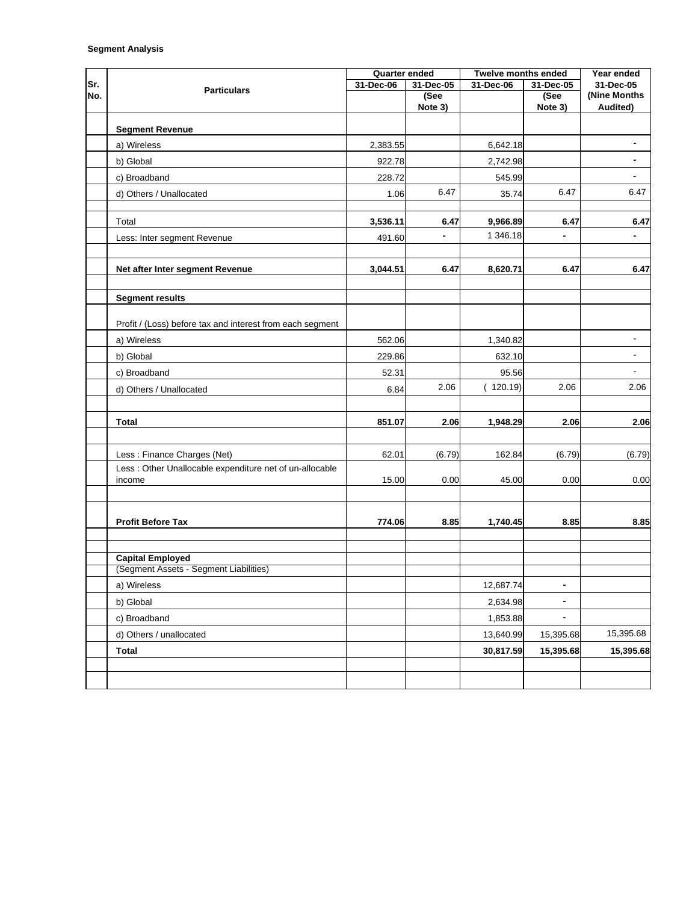**Segment Analysis**

| Sr. No. | Particulars | Quarter ended | | Twelve months ended | | Year ended |
|---|---|---|---|---|---|---|
| | | 31-Dec-06 | 31-Dec-05 (See Note 3) | 31-Dec-06 | 31-Dec-05 (See Note 3) | 31-Dec-05 (Nine Months Audited) |
| | **Segment Revenue** | | | | | |
| | a) Wireless | 2,383.55 | | 6,642.18 | | - |
| | b) Global | 922.78 | | 2,742.98 | | - |
| | c) Broadband | 228.72 | | 545.99 | | - |
| | d) Others / Unallocated | 1.06 | 6.47 | 35.74 | 6.47 | 6.47 |
| | Total | **3,536.11** | **6.47** | **9,966.89** | **6.47** | **6.47** |
| | Less: Inter segment Revenue | 491.60 | - | 1 346.18 | - | - |
| | **Net after Inter segment Revenue** | **3,044.51** | **6.47** | **8,620.71** | **6.47** | **6.47** |
| | **Segment results** | | | | | |
| | Profit / (Loss) before tax and interest from each segment | | | | | |
| | a) Wireless | 562.06 | | 1,340.82 | | - |
| | b) Global | 229.86 | | 632.10 | | - |
| | c) Broadband | 52.31 | | 95.56 | | - |
| | d) Others / Unallocated | 6.84 | 2.06 | ( 120.19) | 2.06 | 2.06 |
| | **Total** | **851.07** | **2.06** | **1,948.29** | **2.06** | **2.06** |
| | Less : Finance Charges (Net) | 62.01 | (6.79) | 162.84 | (6.79) | (6.79) |
| | Less : Other Unallocable expenditure net of un-allocable income | 15.00 | 0.00 | 45.00 | 0.00 | 0.00 |
| | **Profit Before Tax** | **774.06** | **8.85** | **1,740.45** | **8.85** | **8.85** |
| | **Capital Employed** (Segment Assets - Segment Liabilities) | | | | | |
| | a) Wireless | | | 12,687.74 | - | |
| | b) Global | | | 2,634.98 | - | |
| | c) Broadband | | | 1,853.88 | - | |
| | d) Others / unallocated | | | 13,640.99 | 15,395.68 | 15,395.68 |
| | **Total** | | | **30,817.59** | **15,395.68** | **15,395.68** |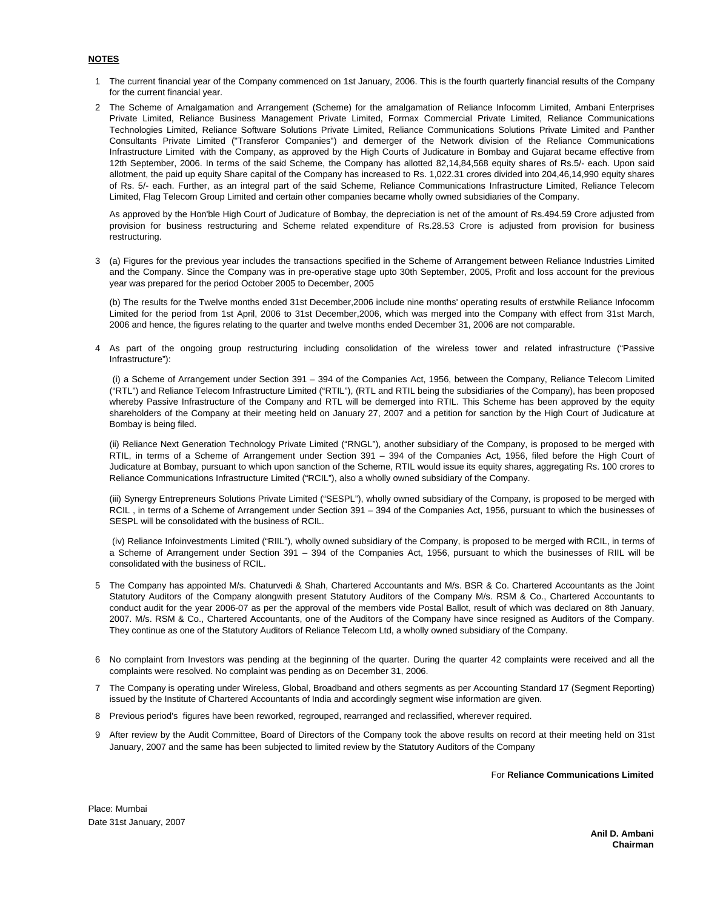**NOTES**

1. The current financial year of the Company commenced on 1st January, 2006. This is the fourth quarterly financial results of the Company for the current financial year.

2. The Scheme of Amalgamation and Arrangement (Scheme) for the amalgamation of Reliance Infocomm Limited, Ambani Enterprises Private Limited, Reliance Business Management Private Limited, Formax Commercial Private Limited, Reliance Communications Technologies Limited, Reliance Software Solutions Private Limited, Reliance Communications Solutions Private Limited and Panther Consultants Private Limited ("Transferor Companies") and demerger of the Network division of the Reliance Communications Infrastructure Limited with the Company, as approved by the High Courts of Judicature in Bombay and Gujarat became effective from 12th September, 2006. In terms of the said Scheme, the Company has allotted 82,14,84,568 equity shares of Rs.5/- each. Upon said allotment, the paid up equity Share capital of the Company has increased to Rs. 1,022.31 crores divided into 204,46,14,990 equity shares of Rs. 5/- each. Further, as an integral part of the said Scheme, Reliance Communications Infrastructure Limited, Reliance Telecom Limited, Flag Telecom Group Limited and certain other companies became wholly owned subsidiaries of the Company.

   As approved by the Hon'ble High Court of Judicature of Bombay, the depreciation is net of the amount of Rs.494.59 Crore adjusted from provision for business restructuring and Scheme related expenditure of Rs.28.53 Crore is adjusted from provision for business restructuring.

3. (a) Figures for the previous year includes the transactions specified in the Scheme of Arrangement between Reliance Industries Limited and the Company. Since the Company was in pre-operative stage upto 30th September, 2005, Profit and loss account for the previous year was prepared for the period October 2005 to December, 2005

   (b) The results for the Twelve months ended 31st December,2006 include nine months' operating results of erstwhile Reliance Infocomm Limited for the period from 1st April, 2006 to 31st December,2006, which was merged into the Company with effect from 31st March, 2006 and hence, the figures relating to the quarter and twelve months ended December 31, 2006 are not comparable.

4. As part of the ongoing group restructuring including consolidation of the wireless tower and related infrastructure ("Passive Infrastructure"):

   (i) a Scheme of Arrangement under Section 391 – 394 of the Companies Act, 1956, between the Company, Reliance Telecom Limited ("RTL") and Reliance Telecom Infrastructure Limited ("RTIL"), (RTL and RTIL being the subsidiaries of the Company), has been proposed whereby Passive Infrastructure of the Company and RTL will be demerged into RTIL. This Scheme has been approved by the equity shareholders of the Company at their meeting held on January 27, 2007 and a petition for sanction by the High Court of Judicature at Bombay is being filed.

   (ii) Reliance Next Generation Technology Private Limited ("RNGL"), another subsidiary of the Company, is proposed to be merged with RTIL, in terms of a Scheme of Arrangement under Section 391 – 394 of the Companies Act, 1956, filed before the High Court of Judicature at Bombay, pursuant to which upon sanction of the Scheme, RTIL would issue its equity shares, aggregating Rs. 100 crores to Reliance Communications Infrastructure Limited ("RCIL"), also a wholly owned subsidiary of the Company.

   (iii) Synergy Entrepreneurs Solutions Private Limited ("SESPL"), wholly owned subsidiary of the Company, is proposed to be merged with RCIL , in terms of a Scheme of Arrangement under Section 391 – 394 of the Companies Act, 1956, pursuant to which the businesses of SESPL will be consolidated with the business of RCIL.

   (iv) Reliance Infoinvestments Limited ("RIIL"), wholly owned subsidiary of the Company, is proposed to be merged with RCIL, in terms of a Scheme of Arrangement under Section 391 – 394 of the Companies Act, 1956, pursuant to which the businesses of RIIL will be consolidated with the business of RCIL.

5. The Company has appointed M/s. Chaturvedi & Shah, Chartered Accountants and M/s. BSR & Co. Chartered Accountants as the Joint Statutory Auditors of the Company alongwith present Statutory Auditors of the Company M/s. RSM & Co., Chartered Accountants to conduct audit for the year 2006-07 as per the approval of the members vide Postal Ballot, result of which was declared on 8th January, 2007. M/s. RSM & Co., Chartered Accountants, one of the Auditors of the Company have since resigned as Auditors of the Company. They continue as one of the Statutory Auditors of Reliance Telecom Ltd, a wholly owned subsidiary of the Company.

6. No complaint from Investors was pending at the beginning of the quarter. During the quarter 42 complaints were received and all the complaints were resolved. No complaint was pending as on December 31, 2006.

7. The Company is operating under Wireless, Global, Broadband and others segments as per Accounting Standard 17 (Segment Reporting) issued by the Institute of Chartered Accountants of India and accordingly segment wise information are given.

8. Previous period's figures have been reworked, regrouped, rearranged and reclassified, wherever required.

9. After review by the Audit Committee, Board of Directors of the Company took the above results on record at their meeting held on 31st January, 2007 and the same has been subjected to limited review by the Statutory Auditors of the Company

For **Reliance Communications Limited**

Place: Mumbai
Date 31st January, 2007

**Anil D. Ambani**
**Chairman**